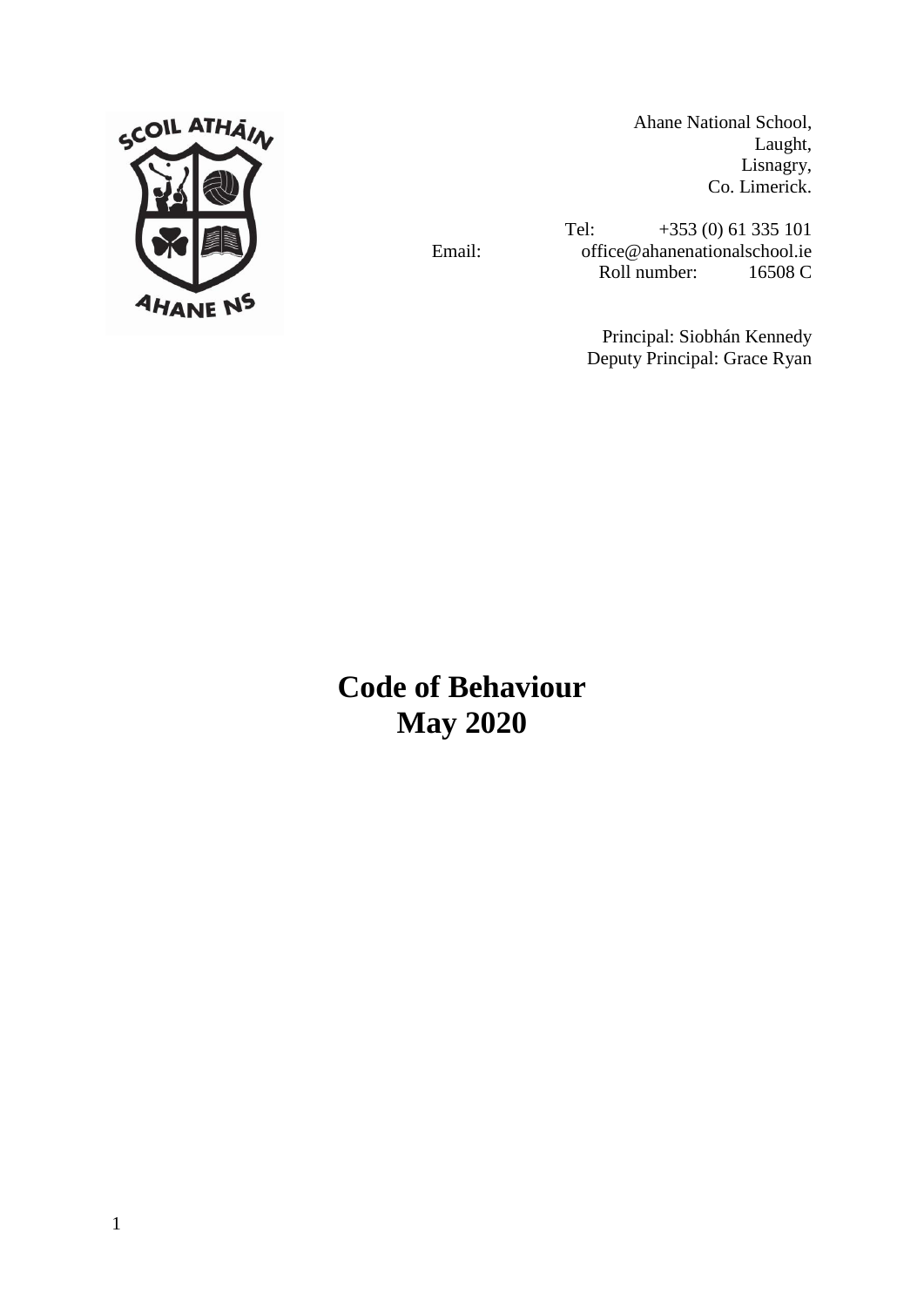Ahane National School,
Laught,
Lisnagry,
Co. Limerick.

Tel: +353 (0) 61 335 101
Email: office@ahanenationalschool.ie
Roll number: 16508 C

Principal: Siobhán Kennedy
Deputy Principal: Grace Ryan

# Code of Behaviour
# May 2020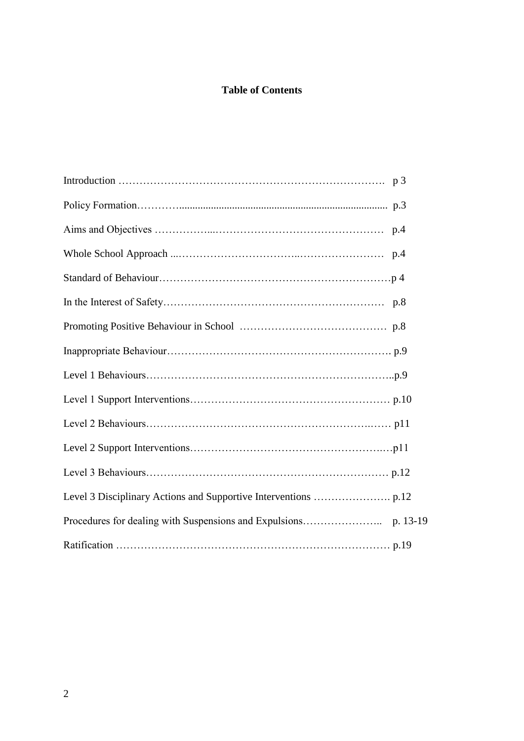# Table of Contents

Introduction ………………………………………………………………. p 3

Policy Formation…………............................................................................... p.3

Aims and Objectives ……………...………………………………………… p.4

Whole School Approach ...……………………………..…………………… p.4

Standard of Behaviour…………………………………………………………p 4

In the Interest of Safety……………………………………………………… p.8

Promoting Positive Behaviour in School …………………………………… p.8

Inappropriate Behaviour………………………………………………………. p.9

Level 1 Behaviours……………………………………………………………..p.9

Level 1 Support Interventions………………………………………………… p.10

Level 2 Behaviours…………………………………………………………..…. p11

Level 2 Support Interventions……………………………………………….…p11

Level 3 Behaviours…………………………………………………………… p.12

Level 3 Disciplinary Actions and Supportive Interventions …………………. p.12

Procedures for dealing with Suspensions and Expulsions………………….. p. 13-19

Ratification ………………………………………………………………… p.19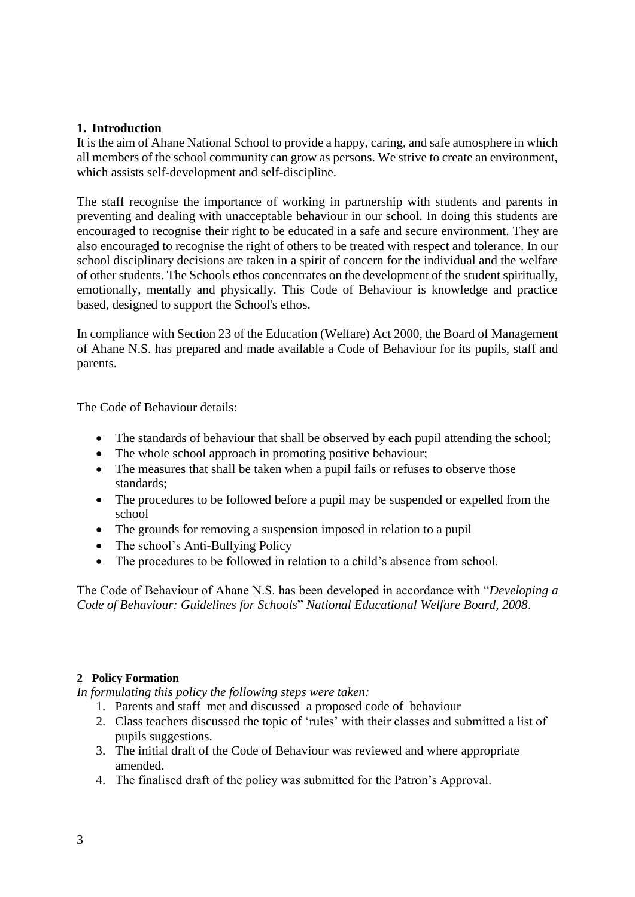## 1. Introduction

It is the aim of Ahane National School to provide a happy, caring, and safe atmosphere in which all members of the school community can grow as persons. We strive to create an environment, which assists self-development and self-discipline.

The staff recognise the importance of working in partnership with students and parents in preventing and dealing with unacceptable behaviour in our school. In doing this students are encouraged to recognise their right to be educated in a safe and secure environment. They are also encouraged to recognise the right of others to be treated with respect and tolerance. In our school disciplinary decisions are taken in a spirit of concern for the individual and the welfare of other students. The Schools ethos concentrates on the development of the student spiritually, emotionally, mentally and physically. This Code of Behaviour is knowledge and practice based, designed to support the School's ethos.

In compliance with Section 23 of the Education (Welfare) Act 2000, the Board of Management of Ahane N.S. has prepared and made available a Code of Behaviour for its pupils, staff and parents.

The Code of Behaviour details:

- The standards of behaviour that shall be observed by each pupil attending the school;
- The whole school approach in promoting positive behaviour;
- The measures that shall be taken when a pupil fails or refuses to observe those standards;
- The procedures to be followed before a pupil may be suspended or expelled from the school
- The grounds for removing a suspension imposed in relation to a pupil
- The school's Anti-Bullying Policy
- The procedures to be followed in relation to a child's absence from school.

The Code of Behaviour of Ahane N.S. has been developed in accordance with "*Developing a Code of Behaviour: Guidelines for Schools*" *National Educational Welfare Board, 2008*.

## 2 Policy Formation

*In formulating this policy the following steps were taken:*

1. Parents and staff met and discussed a proposed code of behaviour
2. Class teachers discussed the topic of 'rules' with their classes and submitted a list of pupils suggestions.
3. The initial draft of the Code of Behaviour was reviewed and where appropriate amended.
4. The finalised draft of the policy was submitted for the Patron's Approval.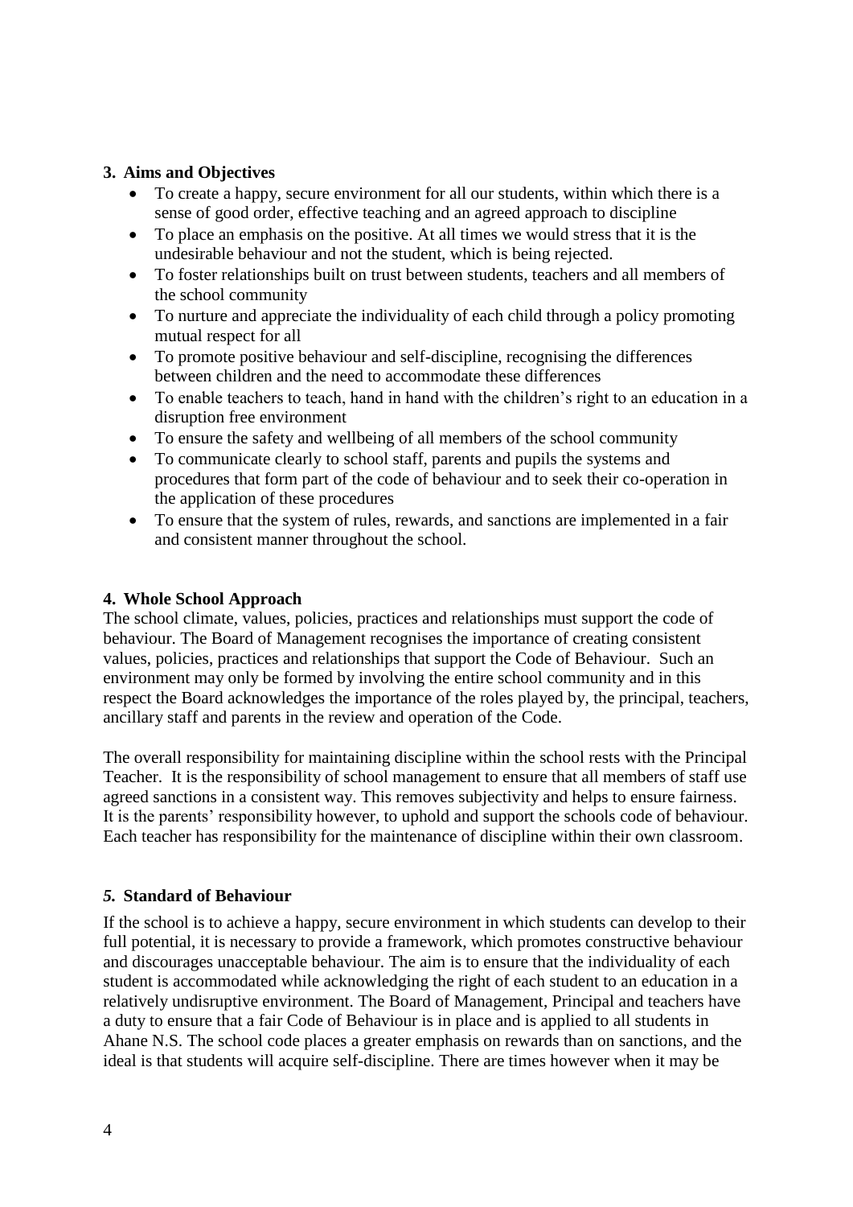## 3. Aims and Objectives

- To create a happy, secure environment for all our students, within which there is a sense of good order, effective teaching and an agreed approach to discipline
- To place an emphasis on the positive. At all times we would stress that it is the undesirable behaviour and not the student, which is being rejected.
- To foster relationships built on trust between students, teachers and all members of the school community
- To nurture and appreciate the individuality of each child through a policy promoting mutual respect for all
- To promote positive behaviour and self-discipline, recognising the differences between children and the need to accommodate these differences
- To enable teachers to teach, hand in hand with the children's right to an education in a disruption free environment
- To ensure the safety and wellbeing of all members of the school community
- To communicate clearly to school staff, parents and pupils the systems and procedures that form part of the code of behaviour and to seek their co-operation in the application of these procedures
- To ensure that the system of rules, rewards, and sanctions are implemented in a fair and consistent manner throughout the school.

## 4. Whole School Approach

The school climate, values, policies, practices and relationships must support the code of behaviour. The Board of Management recognises the importance of creating consistent values, policies, practices and relationships that support the Code of Behaviour. Such an environment may only be formed by involving the entire school community and in this respect the Board acknowledges the importance of the roles played by, the principal, teachers, ancillary staff and parents in the review and operation of the Code.

The overall responsibility for maintaining discipline within the school rests with the Principal Teacher. It is the responsibility of school management to ensure that all members of staff use agreed sanctions in a consistent way. This removes subjectivity and helps to ensure fairness. It is the parents' responsibility however, to uphold and support the schools code of behaviour. Each teacher has responsibility for the maintenance of discipline within their own classroom.

## *5.* Standard of Behaviour

If the school is to achieve a happy, secure environment in which students can develop to their full potential, it is necessary to provide a framework, which promotes constructive behaviour and discourages unacceptable behaviour. The aim is to ensure that the individuality of each student is accommodated while acknowledging the right of each student to an education in a relatively undisruptive environment. The Board of Management, Principal and teachers have a duty to ensure that a fair Code of Behaviour is in place and is applied to all students in Ahane N.S. The school code places a greater emphasis on rewards than on sanctions, and the ideal is that students will acquire self-discipline. There are times however when it may be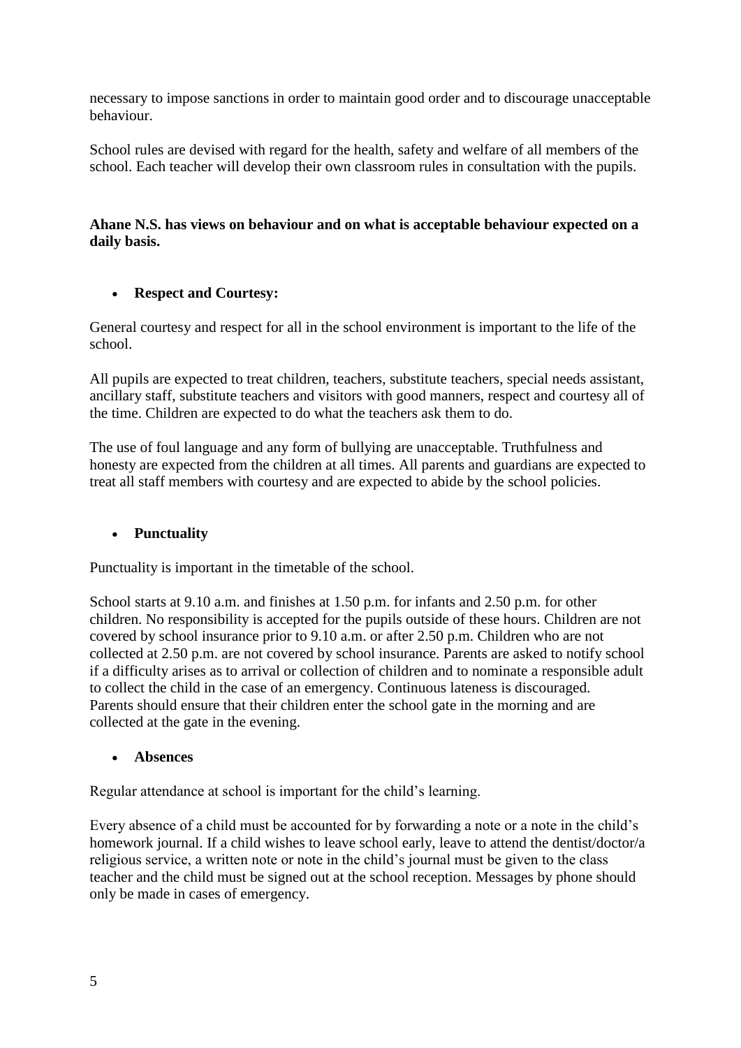necessary to impose sanctions in order to maintain good order and to discourage unacceptable behaviour.

School rules are devised with regard for the health, safety and welfare of all members of the school. Each teacher will develop their own classroom rules in consultation with the pupils.

**Ahane N.S. has views on behaviour and on what is acceptable behaviour expected on a daily basis.**

- **Respect and Courtesy:**

General courtesy and respect for all in the school environment is important to the life of the school.

All pupils are expected to treat children, teachers, substitute teachers, special needs assistant, ancillary staff, substitute teachers and visitors with good manners, respect and courtesy all of the time. Children are expected to do what the teachers ask them to do.

The use of foul language and any form of bullying are unacceptable. Truthfulness and honesty are expected from the children at all times. All parents and guardians are expected to treat all staff members with courtesy and are expected to abide by the school policies.

- **Punctuality**

Punctuality is important in the timetable of the school.

School starts at 9.10 a.m. and finishes at 1.50 p.m. for infants and 2.50 p.m. for other children. No responsibility is accepted for the pupils outside of these hours. Children are not covered by school insurance prior to 9.10 a.m. or after 2.50 p.m. Children who are not collected at 2.50 p.m. are not covered by school insurance. Parents are asked to notify school if a difficulty arises as to arrival or collection of children and to nominate a responsible adult to collect the child in the case of an emergency. Continuous lateness is discouraged. Parents should ensure that their children enter the school gate in the morning and are collected at the gate in the evening.

- **Absences**

Regular attendance at school is important for the child's learning.

Every absence of a child must be accounted for by forwarding a note or a note in the child's homework journal. If a child wishes to leave school early, leave to attend the dentist/doctor/a religious service, a written note or note in the child's journal must be given to the class teacher and the child must be signed out at the school reception. Messages by phone should only be made in cases of emergency.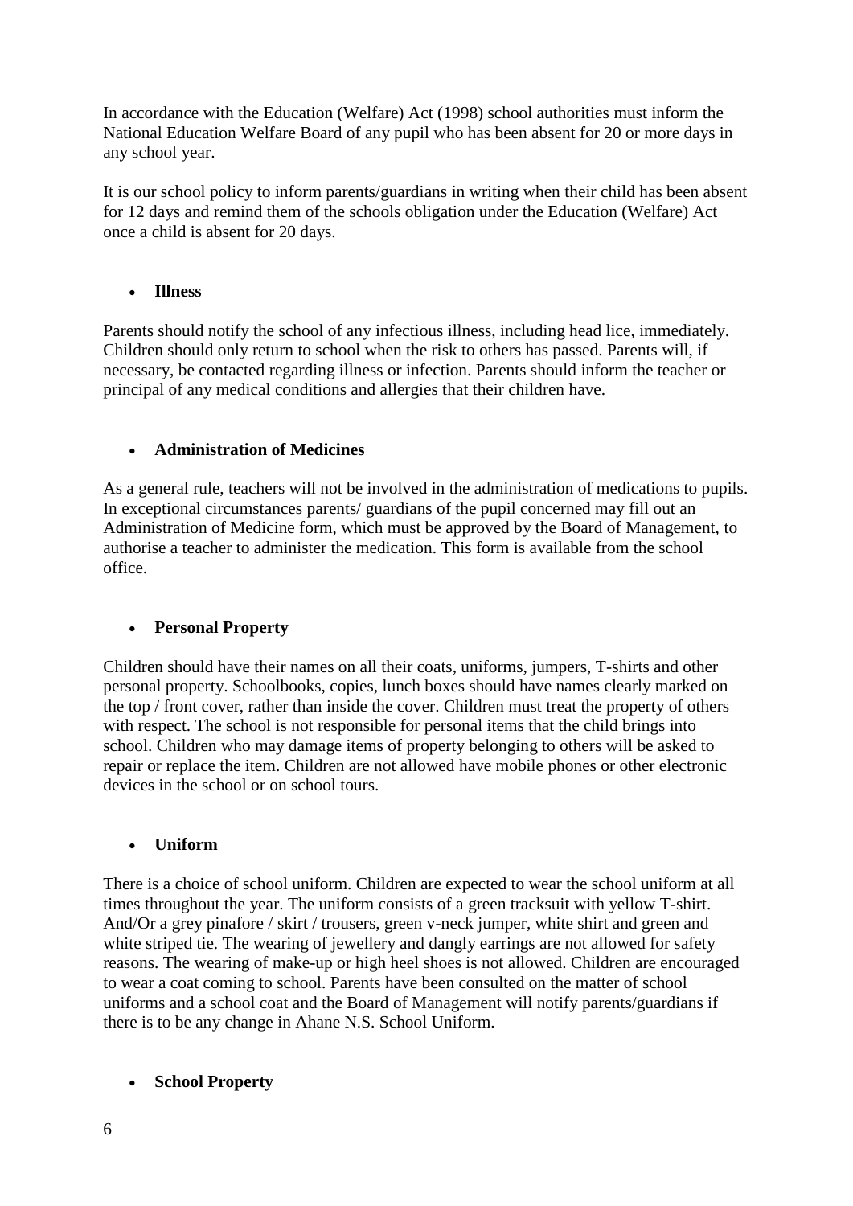In accordance with the Education (Welfare) Act (1998) school authorities must inform the National Education Welfare Board of any pupil who has been absent for 20 or more days in any school year.

It is our school policy to inform parents/guardians in writing when their child has been absent for 12 days and remind them of the schools obligation under the Education (Welfare) Act once a child is absent for 20 days.

- **Illness**

Parents should notify the school of any infectious illness, including head lice, immediately. Children should only return to school when the risk to others has passed. Parents will, if necessary, be contacted regarding illness or infection. Parents should inform the teacher or principal of any medical conditions and allergies that their children have.

- **Administration of Medicines**

As a general rule, teachers will not be involved in the administration of medications to pupils. In exceptional circumstances parents/ guardians of the pupil concerned may fill out an Administration of Medicine form, which must be approved by the Board of Management, to authorise a teacher to administer the medication. This form is available from the school office.

- **Personal Property**

Children should have their names on all their coats, uniforms, jumpers, T-shirts and other personal property. Schoolbooks, copies, lunch boxes should have names clearly marked on the top / front cover, rather than inside the cover. Children must treat the property of others with respect. The school is not responsible for personal items that the child brings into school. Children who may damage items of property belonging to others will be asked to repair or replace the item. Children are not allowed have mobile phones or other electronic devices in the school or on school tours.

- **Uniform**

There is a choice of school uniform. Children are expected to wear the school uniform at all times throughout the year. The uniform consists of a green tracksuit with yellow T-shirt. And/Or a grey pinafore / skirt / trousers, green v-neck jumper, white shirt and green and white striped tie. The wearing of jewellery and dangly earrings are not allowed for safety reasons. The wearing of make-up or high heel shoes is not allowed. Children are encouraged to wear a coat coming to school. Parents have been consulted on the matter of school uniforms and a school coat and the Board of Management will notify parents/guardians if there is to be any change in Ahane N.S. School Uniform.

- **School Property**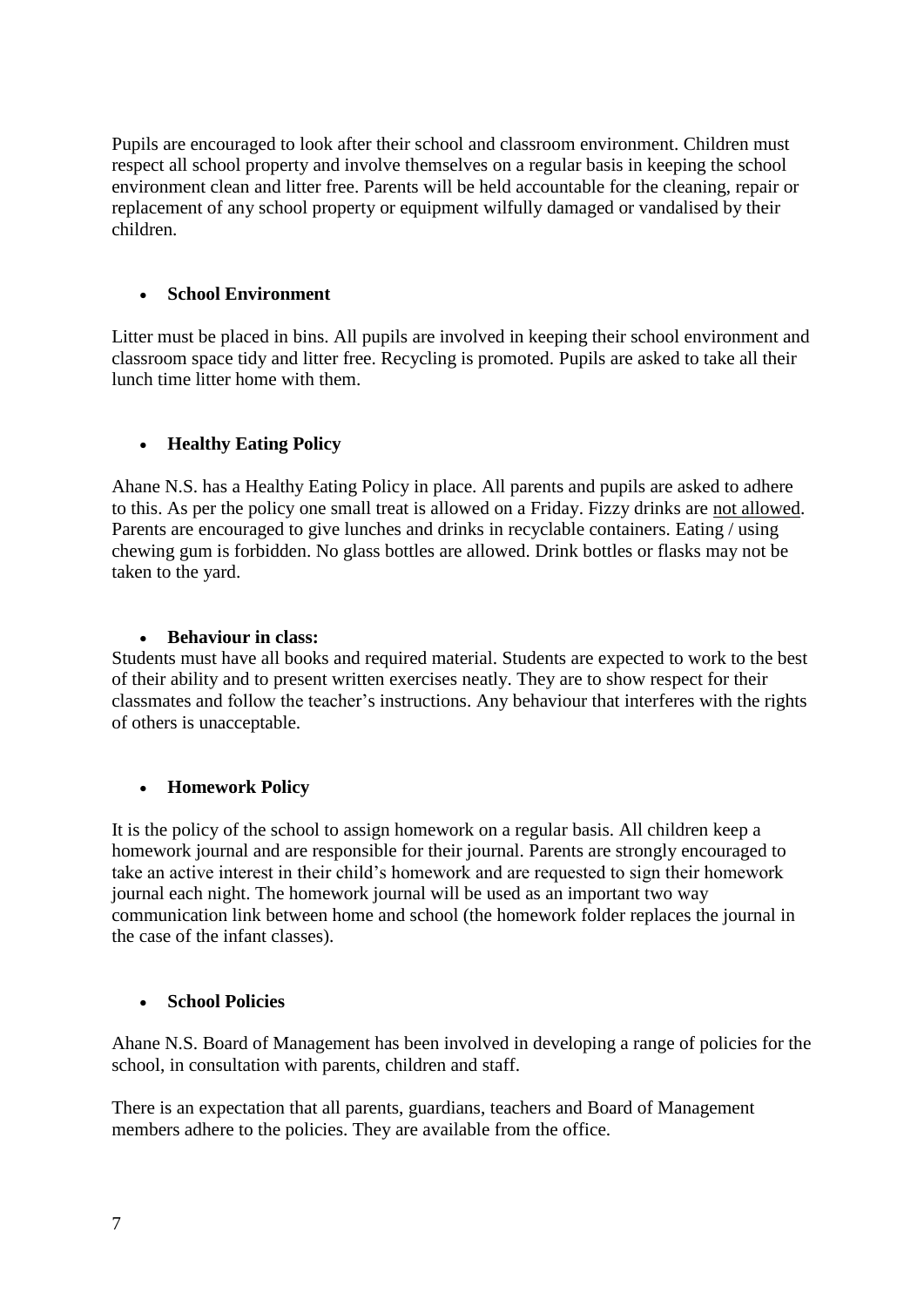Pupils are encouraged to look after their school and classroom environment. Children must respect all school property and involve themselves on a regular basis in keeping the school environment clean and litter free. Parents will be held accountable for the cleaning, repair or replacement of any school property or equipment wilfully damaged or vandalised by their children.

- **School Environment**

Litter must be placed in bins. All pupils are involved in keeping their school environment and classroom space tidy and litter free. Recycling is promoted. Pupils are asked to take all their lunch time litter home with them.

- **Healthy Eating Policy**

Ahane N.S. has a Healthy Eating Policy in place. All parents and pupils are asked to adhere to this. As per the policy one small treat is allowed on a Friday. Fizzy drinks are <u>not allowed</u>. Parents are encouraged to give lunches and drinks in recyclable containers. Eating / using chewing gum is forbidden. No glass bottles are allowed. Drink bottles or flasks may not be taken to the yard.

- **Behaviour in class:**

Students must have all books and required material. Students are expected to work to the best of their ability and to present written exercises neatly. They are to show respect for their classmates and follow the teacher's instructions. Any behaviour that interferes with the rights of others is unacceptable.

- **Homework Policy**

It is the policy of the school to assign homework on a regular basis. All children keep a homework journal and are responsible for their journal. Parents are strongly encouraged to take an active interest in their child's homework and are requested to sign their homework journal each night. The homework journal will be used as an important two way communication link between home and school (the homework folder replaces the journal in the case of the infant classes).

- **School Policies**

Ahane N.S. Board of Management has been involved in developing a range of policies for the school, in consultation with parents, children and staff.

There is an expectation that all parents, guardians, teachers and Board of Management members adhere to the policies. They are available from the office.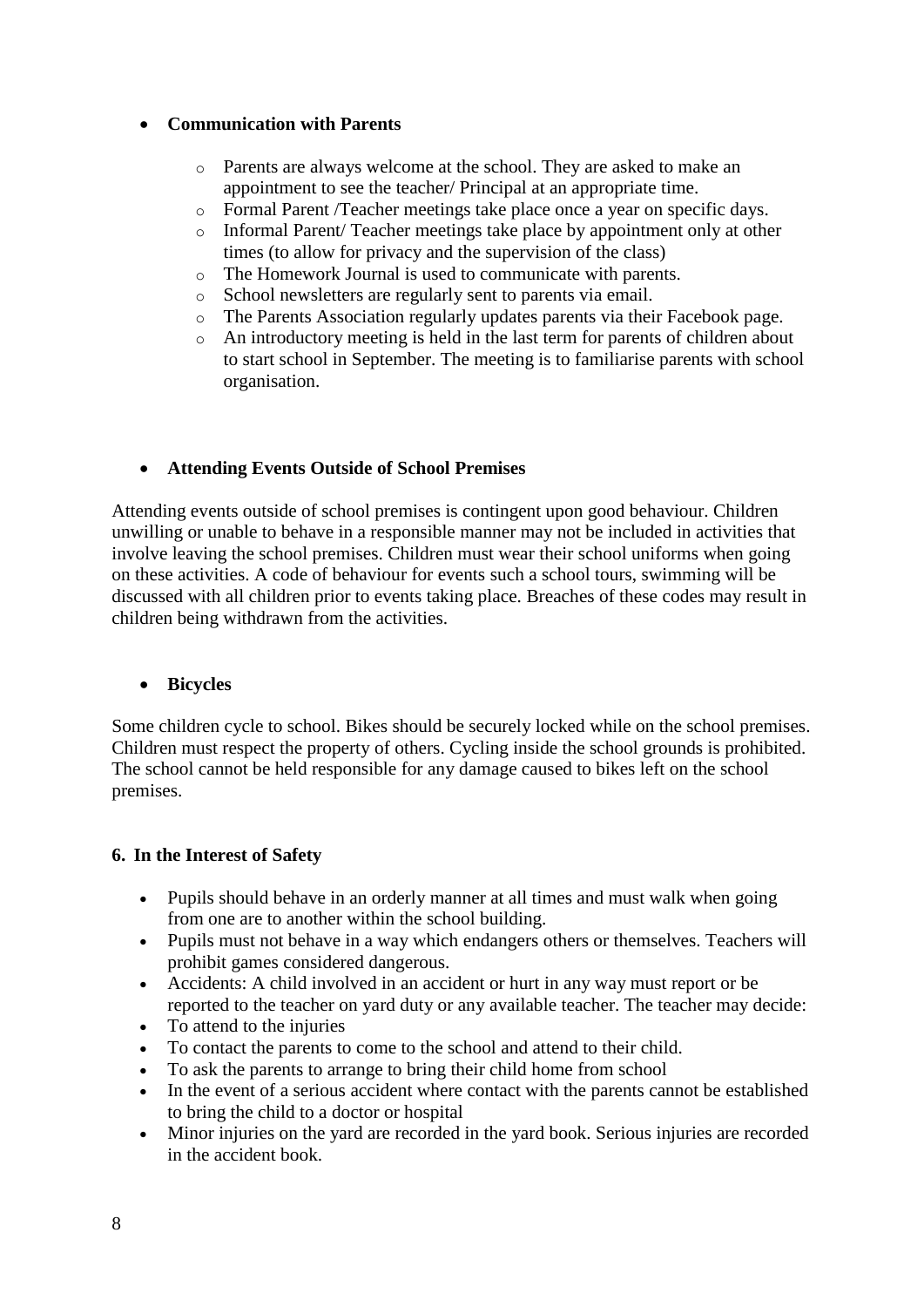- **Communication with Parents**

    - Parents are always welcome at the school. They are asked to make an appointment to see the teacher/ Principal at an appropriate time.
    - Formal Parent /Teacher meetings take place once a year on specific days.
    - Informal Parent/ Teacher meetings take place by appointment only at other times (to allow for privacy and the supervision of the class)
    - The Homework Journal is used to communicate with parents.
    - School newsletters are regularly sent to parents via email.
    - The Parents Association regularly updates parents via their Facebook page.
    - An introductory meeting is held in the last term for parents of children about to start school in September. The meeting is to familiarise parents with school organisation.

- **Attending Events Outside of School Premises**

Attending events outside of school premises is contingent upon good behaviour. Children unwilling or unable to behave in a responsible manner may not be included in activities that involve leaving the school premises. Children must wear their school uniforms when going on these activities. A code of behaviour for events such a school tours, swimming will be discussed with all children prior to events taking place. Breaches of these codes may result in children being withdrawn from the activities.

- **Bicycles**

Some children cycle to school. Bikes should be securely locked while on the school premises. Children must respect the property of others. Cycling inside the school grounds is prohibited. The school cannot be held responsible for any damage caused to bikes left on the school premises.

**6. In the Interest of Safety**

- Pupils should behave in an orderly manner at all times and must walk when going from one are to another within the school building.
- Pupils must not behave in a way which endangers others or themselves. Teachers will prohibit games considered dangerous.
- Accidents: A child involved in an accident or hurt in any way must report or be reported to the teacher on yard duty or any available teacher. The teacher may decide:
- To attend to the injuries
- To contact the parents to come to the school and attend to their child.
- To ask the parents to arrange to bring their child home from school
- In the event of a serious accident where contact with the parents cannot be established to bring the child to a doctor or hospital
- Minor injuries on the yard are recorded in the yard book. Serious injuries are recorded in the accident book.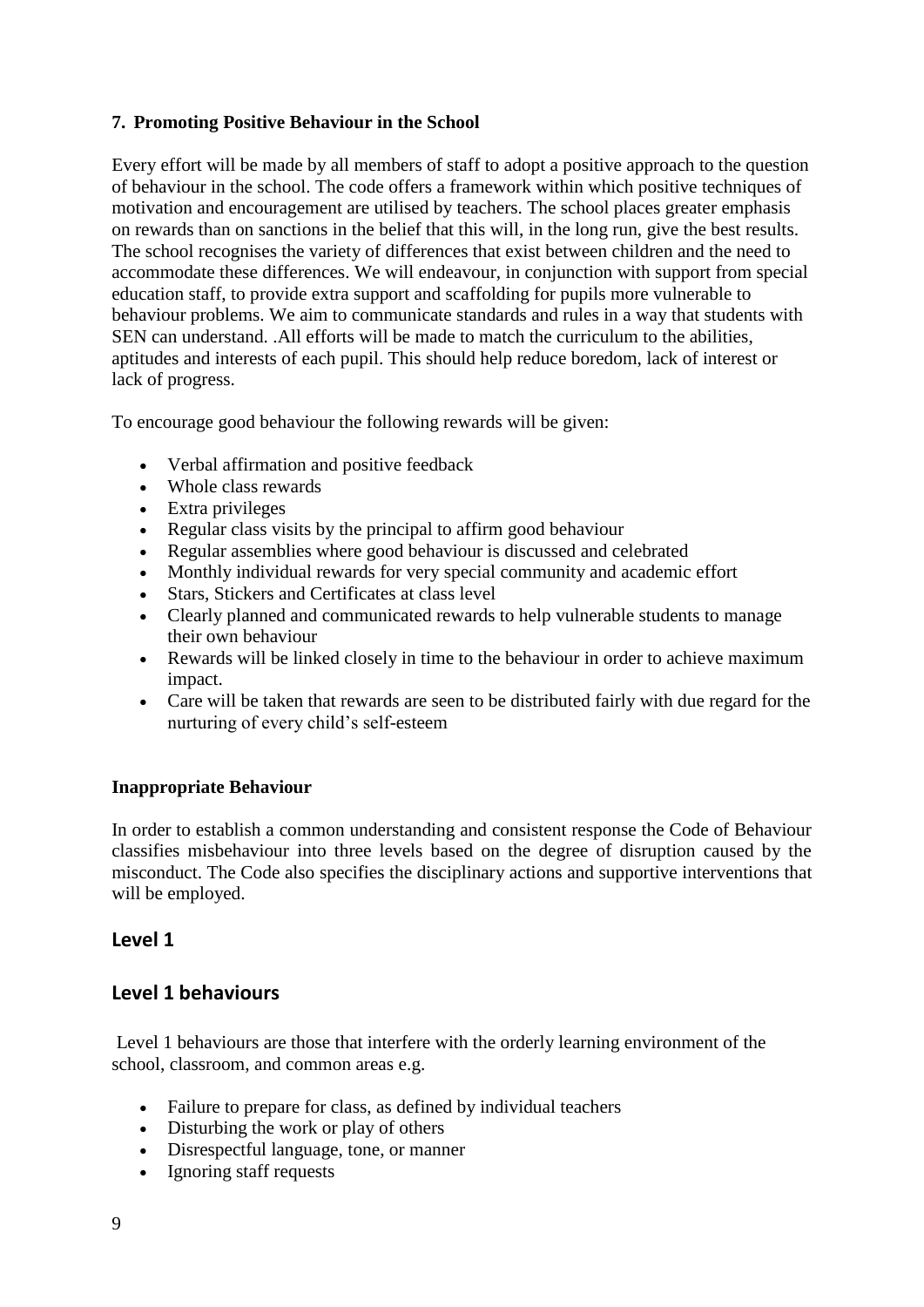## 7. Promoting Positive Behaviour in the School

Every effort will be made by all members of staff to adopt a positive approach to the question of behaviour in the school. The code offers a framework within which positive techniques of motivation and encouragement are utilised by teachers. The school places greater emphasis on rewards than on sanctions in the belief that this will, in the long run, give the best results. The school recognises the variety of differences that exist between children and the need to accommodate these differences. We will endeavour, in conjunction with support from special education staff, to provide extra support and scaffolding for pupils more vulnerable to behaviour problems. We aim to communicate standards and rules in a way that students with SEN can understand. .All efforts will be made to match the curriculum to the abilities, aptitudes and interests of each pupil. This should help reduce boredom, lack of interest or lack of progress.

To encourage good behaviour the following rewards will be given:

- Verbal affirmation and positive feedback
- Whole class rewards
- Extra privileges
- Regular class visits by the principal to affirm good behaviour
- Regular assemblies where good behaviour is discussed and celebrated
- Monthly individual rewards for very special community and academic effort
- Stars, Stickers and Certificates at class level
- Clearly planned and communicated rewards to help vulnerable students to manage their own behaviour
- Rewards will be linked closely in time to the behaviour in order to achieve maximum impact.
- Care will be taken that rewards are seen to be distributed fairly with due regard for the nurturing of every child's self-esteem

### Inappropriate Behaviour

In order to establish a common understanding and consistent response the Code of Behaviour classifies misbehaviour into three levels based on the degree of disruption caused by the misconduct. The Code also specifies the disciplinary actions and supportive interventions that will be employed.

## Level 1

## Level 1 behaviours

Level 1 behaviours are those that interfere with the orderly learning environment of the school, classroom, and common areas e.g.

- Failure to prepare for class, as defined by individual teachers
- Disturbing the work or play of others
- Disrespectful language, tone, or manner
- Ignoring staff requests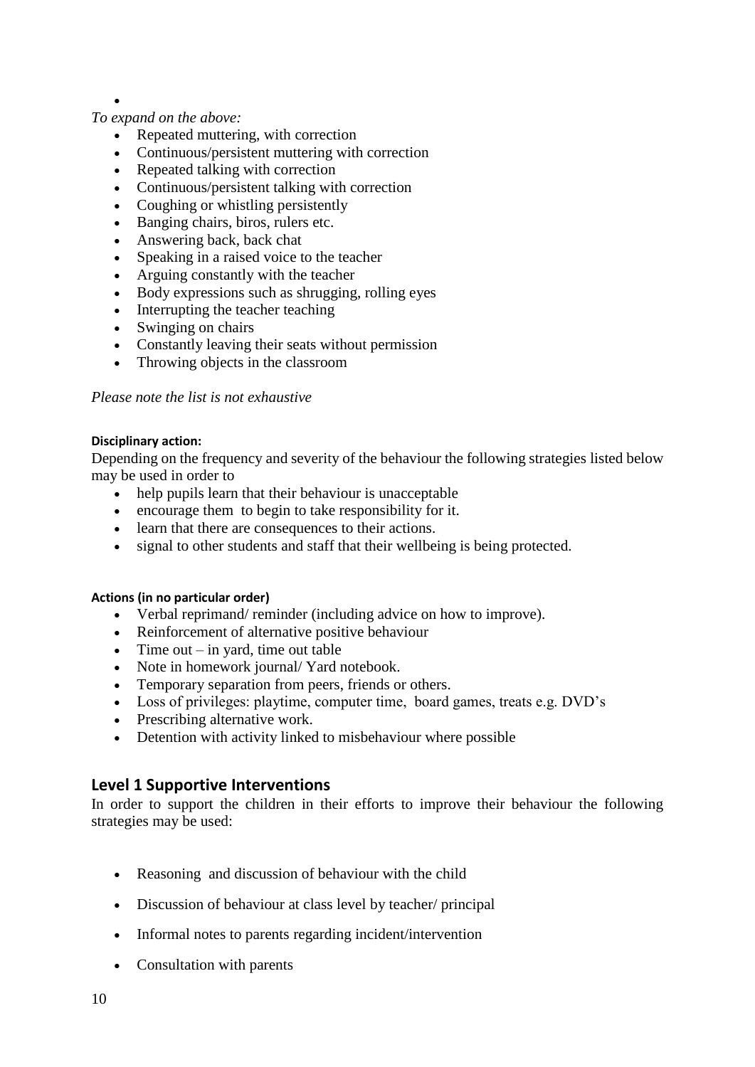*To expand on the above:*

- Repeated muttering, with correction
- Continuous/persistent muttering with correction
- Repeated talking with correction
- Continuous/persistent talking with correction
- Coughing or whistling persistently
- Banging chairs, biros, rulers etc.
- Answering back, back chat
- Speaking in a raised voice to the teacher
- Arguing constantly with the teacher
- Body expressions such as shrugging, rolling eyes
- Interrupting the teacher teaching
- Swinging on chairs
- Constantly leaving their seats without permission
- Throwing objects in the classroom

*Please note the list is not exhaustive*

**Disciplinary action:**

Depending on the frequency and severity of the behaviour the following strategies listed below may be used in order to

- help pupils learn that their behaviour is unacceptable
- encourage them to begin to take responsibility for it.
- learn that there are consequences to their actions.
- signal to other students and staff that their wellbeing is being protected.

**Actions (in no particular order)**

- Verbal reprimand/ reminder (including advice on how to improve).
- Reinforcement of alternative positive behaviour
- Time out – in yard, time out table
- Note in homework journal/ Yard notebook.
- Temporary separation from peers, friends or others.
- Loss of privileges: playtime, computer time, board games, treats e.g. DVD's
- Prescribing alternative work.
- Detention with activity linked to misbehaviour where possible

## Level 1 Supportive Interventions

In order to support the children in their efforts to improve their behaviour the following strategies may be used:

- Reasoning and discussion of behaviour with the child
- Discussion of behaviour at class level by teacher/ principal
- Informal notes to parents regarding incident/intervention
- Consultation with parents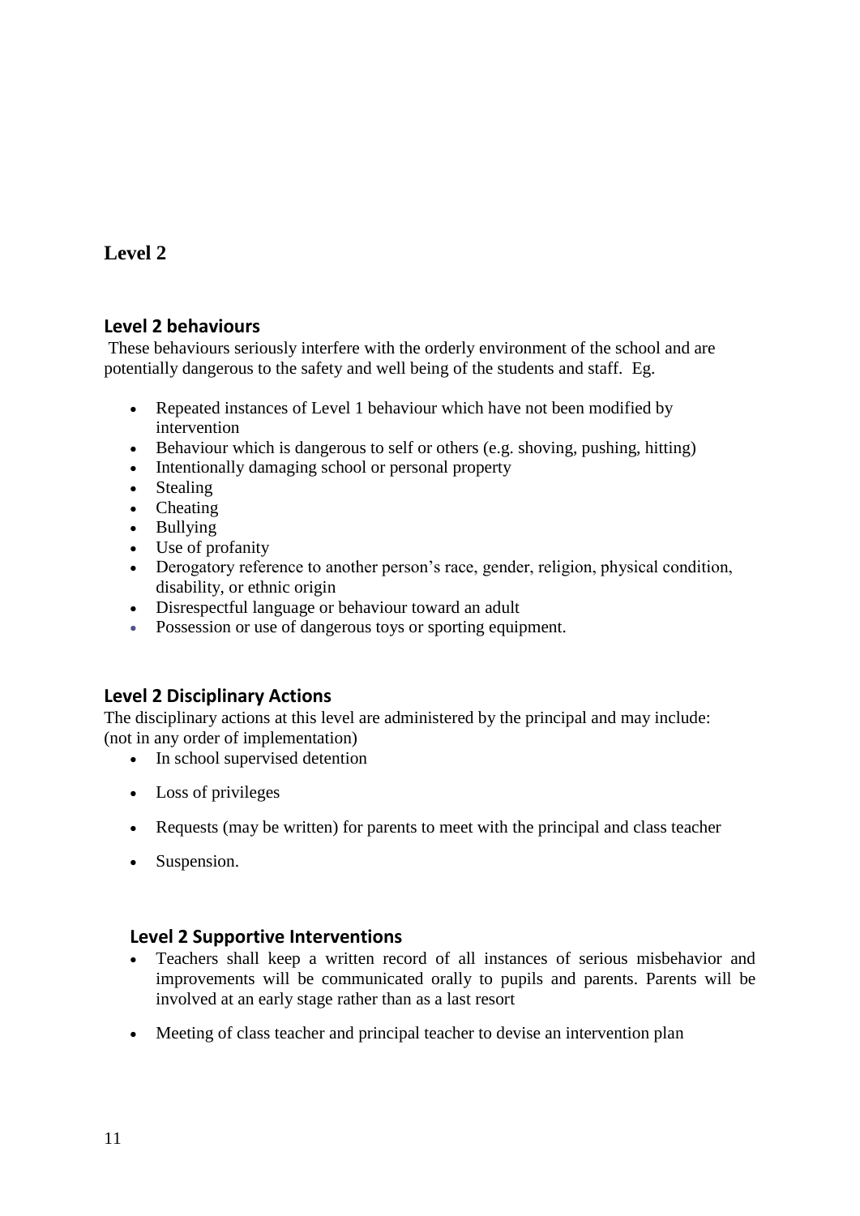## Level 2

### Level 2 behaviours

These behaviours seriously interfere with the orderly environment of the school and are potentially dangerous to the safety and well being of the students and staff. Eg.

- Repeated instances of Level 1 behaviour which have not been modified by intervention
- Behaviour which is dangerous to self or others (e.g. shoving, pushing, hitting)
- Intentionally damaging school or personal property
- Stealing
- Cheating
- Bullying
- Use of profanity
- Derogatory reference to another person's race, gender, religion, physical condition, disability, or ethnic origin
- Disrespectful language or behaviour toward an adult
- Possession or use of dangerous toys or sporting equipment.

### Level 2 Disciplinary Actions

The disciplinary actions at this level are administered by the principal and may include: (not in any order of implementation)

- In school supervised detention
- Loss of privileges
- Requests (may be written) for parents to meet with the principal and class teacher
- Suspension.

### Level 2 Supportive Interventions

- Teachers shall keep a written record of all instances of serious misbehavior and improvements will be communicated orally to pupils and parents. Parents will be involved at an early stage rather than as a last resort
- Meeting of class teacher and principal teacher to devise an intervention plan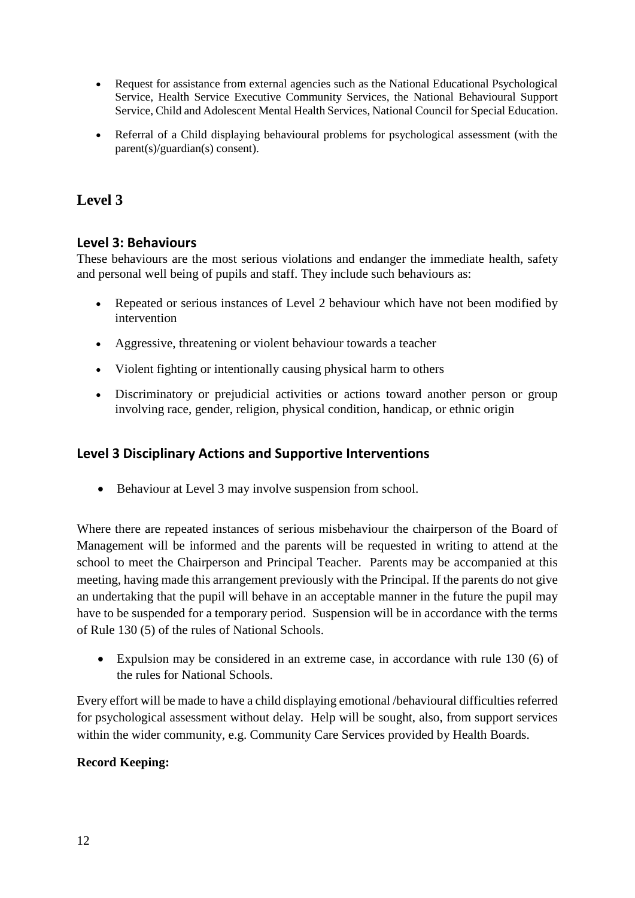- Request for assistance from external agencies such as the National Educational Psychological Service, Health Service Executive Community Services, the National Behavioural Support Service, Child and Adolescent Mental Health Services, National Council for Special Education.
- Referral of a Child displaying behavioural problems for psychological assessment (with the parent(s)/guardian(s) consent).

## Level 3

### Level 3: Behaviours

These behaviours are the most serious violations and endanger the immediate health, safety and personal well being of pupils and staff. They include such behaviours as:

- Repeated or serious instances of Level 2 behaviour which have not been modified by intervention
- Aggressive, threatening or violent behaviour towards a teacher
- Violent fighting or intentionally causing physical harm to others
- Discriminatory or prejudicial activities or actions toward another person or group involving race, gender, religion, physical condition, handicap, or ethnic origin

### Level 3 Disciplinary Actions and Supportive Interventions

- Behaviour at Level 3 may involve suspension from school.

Where there are repeated instances of serious misbehaviour the chairperson of the Board of Management will be informed and the parents will be requested in writing to attend at the school to meet the Chairperson and Principal Teacher. Parents may be accompanied at this meeting, having made this arrangement previously with the Principal. If the parents do not give an undertaking that the pupil will behave in an acceptable manner in the future the pupil may have to be suspended for a temporary period. Suspension will be in accordance with the terms of Rule 130 (5) of the rules of National Schools.

- Expulsion may be considered in an extreme case, in accordance with rule 130 (6) of the rules for National Schools.

Every effort will be made to have a child displaying emotional /behavioural difficulties referred for psychological assessment without delay. Help will be sought, also, from support services within the wider community, e.g. Community Care Services provided by Health Boards.

**Record Keeping:**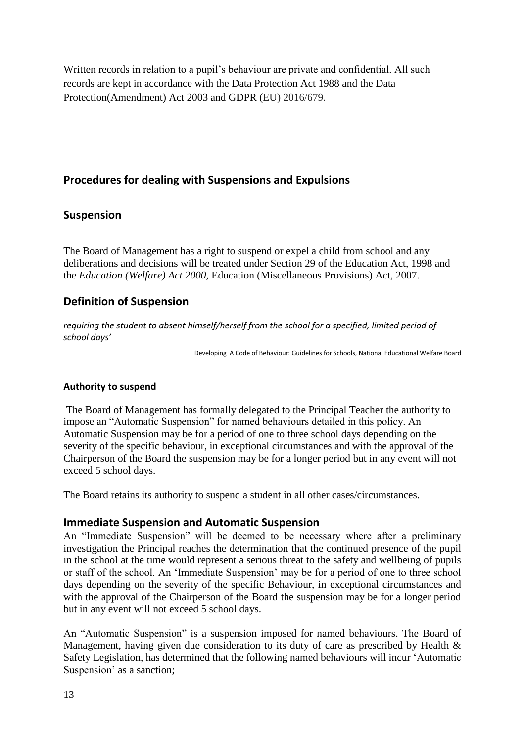Written records in relation to a pupil's behaviour are private and confidential. All such records are kept in accordance with the Data Protection Act 1988 and the Data Protection(Amendment) Act 2003 and GDPR (EU) 2016/679.

## Procedures for dealing with Suspensions and Expulsions

## Suspension

The Board of Management has a right to suspend or expel a child from school and any deliberations and decisions will be treated under Section 29 of the Education Act, 1998 and the *Education (Welfare) Act 2000*, Education (Miscellaneous Provisions) Act, 2007.

## Definition of Suspension

*requiring the student to absent himself/herself from the school for a specified, limited period of school days'*

Developing A Code of Behaviour: Guidelines for Schools, National Educational Welfare Board

#### Authority to suspend

The Board of Management has formally delegated to the Principal Teacher the authority to impose an "Automatic Suspension" for named behaviours detailed in this policy. An Automatic Suspension may be for a period of one to three school days depending on the severity of the specific behaviour, in exceptional circumstances and with the approval of the Chairperson of the Board the suspension may be for a longer period but in any event will not exceed 5 school days.

The Board retains its authority to suspend a student in all other cases/circumstances.

## Immediate Suspension and Automatic Suspension

An "Immediate Suspension" will be deemed to be necessary where after a preliminary investigation the Principal reaches the determination that the continued presence of the pupil in the school at the time would represent a serious threat to the safety and wellbeing of pupils or staff of the school. An 'Immediate Suspension' may be for a period of one to three school days depending on the severity of the specific Behaviour, in exceptional circumstances and with the approval of the Chairperson of the Board the suspension may be for a longer period but in any event will not exceed 5 school days.

An "Automatic Suspension" is a suspension imposed for named behaviours. The Board of Management, having given due consideration to its duty of care as prescribed by Health & Safety Legislation, has determined that the following named behaviours will incur 'Automatic Suspension' as a sanction;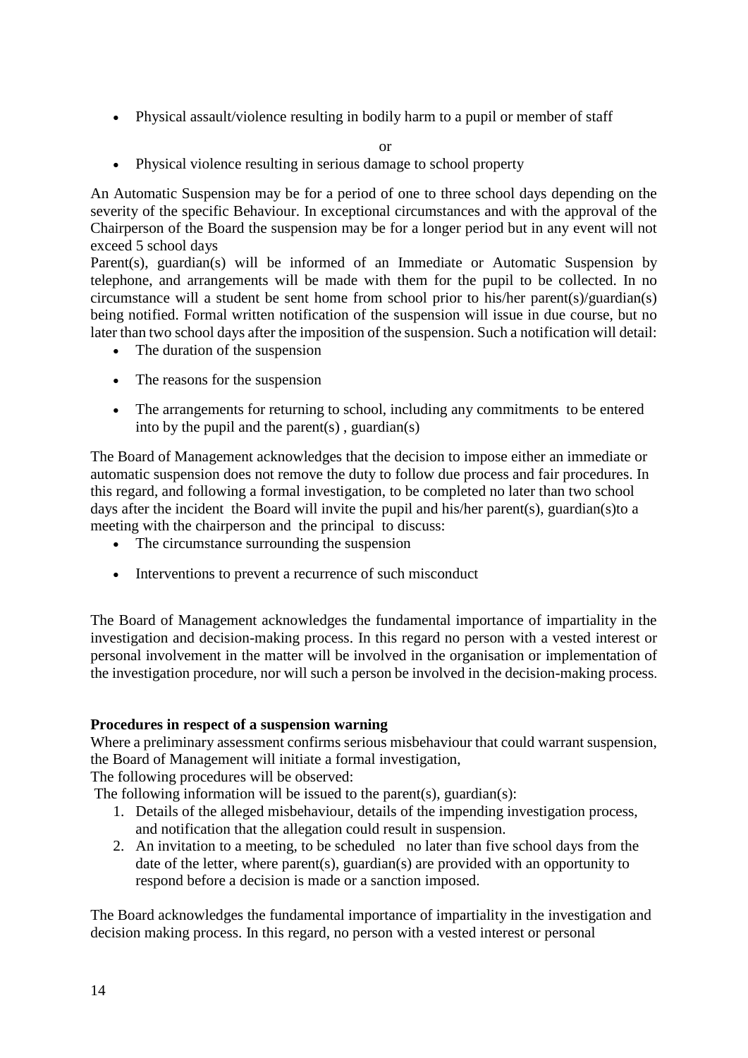- Physical assault/violence resulting in bodily harm to a pupil or member of staff

or

- Physical violence resulting in serious damage to school property

An Automatic Suspension may be for a period of one to three school days depending on the severity of the specific Behaviour. In exceptional circumstances and with the approval of the Chairperson of the Board the suspension may be for a longer period but in any event will not exceed 5 school days

Parent(s), guardian(s) will be informed of an Immediate or Automatic Suspension by telephone, and arrangements will be made with them for the pupil to be collected. In no circumstance will a student be sent home from school prior to his/her parent(s)/guardian(s) being notified. Formal written notification of the suspension will issue in due course, but no later than two school days after the imposition of the suspension. Such a notification will detail:

- The duration of the suspension
- The reasons for the suspension
- The arrangements for returning to school, including any commitments to be entered into by the pupil and the parent(s) , guardian(s)

The Board of Management acknowledges that the decision to impose either an immediate or automatic suspension does not remove the duty to follow due process and fair procedures. In this regard, and following a formal investigation, to be completed no later than two school days after the incident the Board will invite the pupil and his/her parent(s), guardian(s)to a meeting with the chairperson and the principal to discuss:

- The circumstance surrounding the suspension
- Interventions to prevent a recurrence of such misconduct

The Board of Management acknowledges the fundamental importance of impartiality in the investigation and decision-making process. In this regard no person with a vested interest or personal involvement in the matter will be involved in the organisation or implementation of the investigation procedure, nor will such a person be involved in the decision-making process.

**Procedures in respect of a suspension warning**

Where a preliminary assessment confirms serious misbehaviour that could warrant suspension, the Board of Management will initiate a formal investigation,

The following procedures will be observed:

The following information will be issued to the parent(s), guardian(s):

1. Details of the alleged misbehaviour, details of the impending investigation process, and notification that the allegation could result in suspension.
2. An invitation to a meeting, to be scheduled no later than five school days from the date of the letter, where parent(s), guardian(s) are provided with an opportunity to respond before a decision is made or a sanction imposed.

The Board acknowledges the fundamental importance of impartiality in the investigation and decision making process. In this regard, no person with a vested interest or personal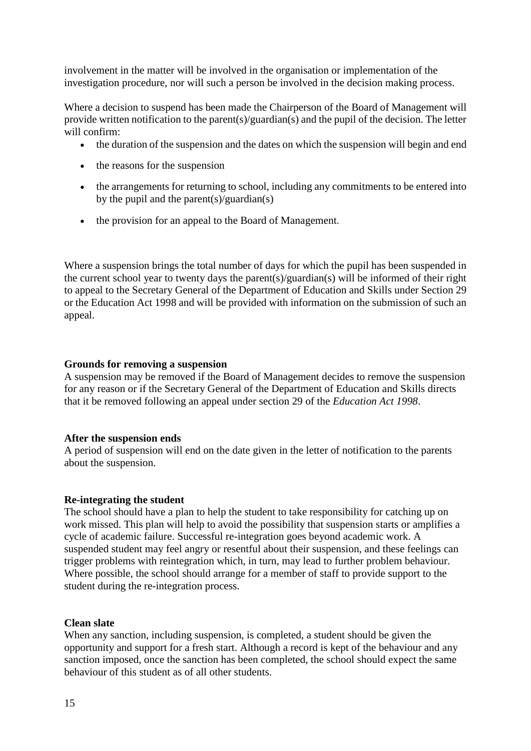involvement in the matter will be involved in the organisation or implementation of the investigation procedure, nor will such a person be involved in the decision making process.

Where a decision to suspend has been made the Chairperson of the Board of Management will provide written notification to the parent(s)/guardian(s) and the pupil of the decision. The letter will confirm:

- the duration of the suspension and the dates on which the suspension will begin and end
- the reasons for the suspension
- the arrangements for returning to school, including any commitments to be entered into by the pupil and the parent(s)/guardian(s)
- the provision for an appeal to the Board of Management.

Where a suspension brings the total number of days for which the pupil has been suspended in the current school year to twenty days the parent(s)/guardian(s) will be informed of their right to appeal to the Secretary General of the Department of Education and Skills under Section 29 or the Education Act 1998 and will be provided with information on the submission of such an appeal.

**Grounds for removing a suspension**

A suspension may be removed if the Board of Management decides to remove the suspension for any reason or if the Secretary General of the Department of Education and Skills directs that it be removed following an appeal under section 29 of the *Education Act 1998*.

**After the suspension ends**

A period of suspension will end on the date given in the letter of notification to the parents about the suspension.

**Re-integrating the student**

The school should have a plan to help the student to take responsibility for catching up on work missed. This plan will help to avoid the possibility that suspension starts or amplifies a cycle of academic failure. Successful re-integration goes beyond academic work. A suspended student may feel angry or resentful about their suspension, and these feelings can trigger problems with reintegration which, in turn, may lead to further problem behaviour. Where possible, the school should arrange for a member of staff to provide support to the student during the re-integration process.

**Clean slate**

When any sanction, including suspension, is completed, a student should be given the opportunity and support for a fresh start. Although a record is kept of the behaviour and any sanction imposed, once the sanction has been completed, the school should expect the same behaviour of this student as of all other students.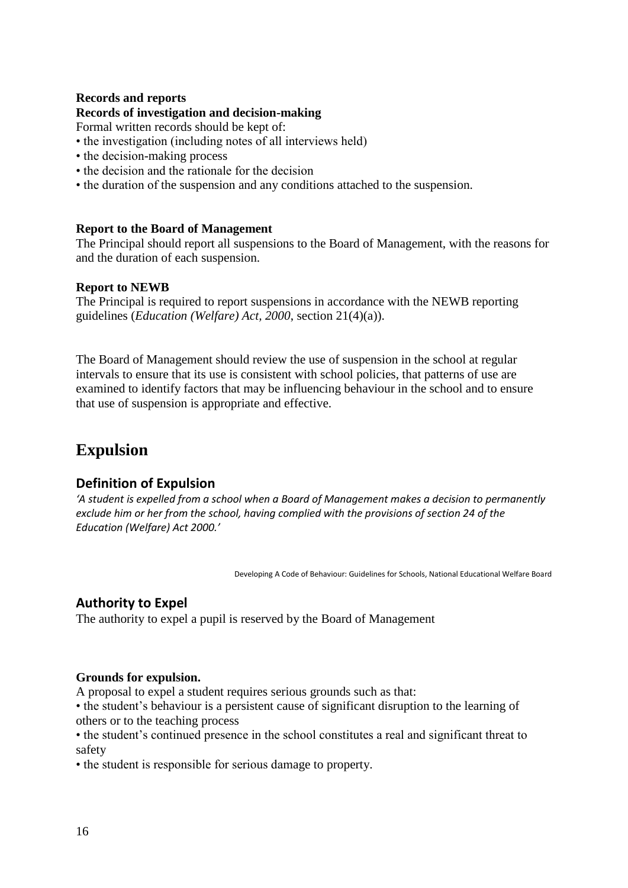**Records and reports**

**Records of investigation and decision-making**

Formal written records should be kept of:

- the investigation (including notes of all interviews held)
- the decision-making process
- the decision and the rationale for the decision
- the duration of the suspension and any conditions attached to the suspension.

**Report to the Board of Management**

The Principal should report all suspensions to the Board of Management, with the reasons for and the duration of each suspension.

**Report to NEWB**

The Principal is required to report suspensions in accordance with the NEWB reporting guidelines (*Education (Welfare) Act, 2000*, section 21(4)(a)).

The Board of Management should review the use of suspension in the school at regular intervals to ensure that its use is consistent with school policies, that patterns of use are examined to identify factors that may be influencing behaviour in the school and to ensure that use of suspension is appropriate and effective.

# Expulsion

## Definition of Expulsion

*'A student is expelled from a school when a Board of Management makes a decision to permanently exclude him or her from the school, having complied with the provisions of section 24 of the Education (Welfare) Act 2000.'*

Developing A Code of Behaviour: Guidelines for Schools, National Educational Welfare Board

## Authority to Expel

The authority to expel a pupil is reserved by the Board of Management

**Grounds for expulsion.**

A proposal to expel a student requires serious grounds such as that:

- the student's behaviour is a persistent cause of significant disruption to the learning of others or to the teaching process
- the student's continued presence in the school constitutes a real and significant threat to safety
- the student is responsible for serious damage to property.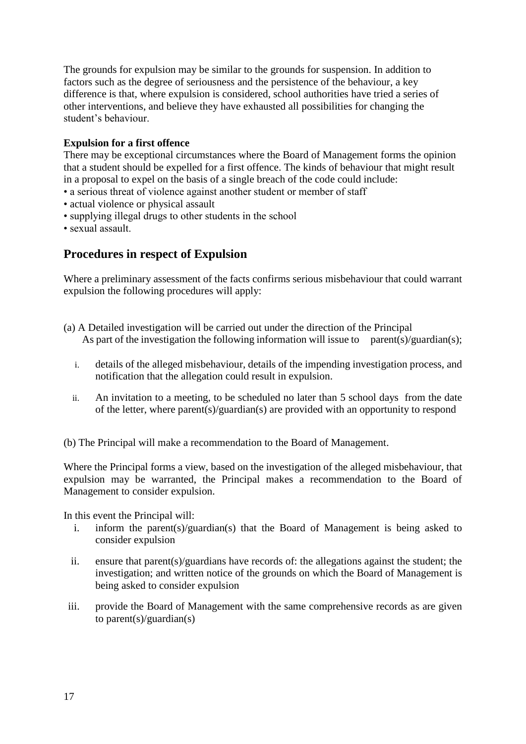The grounds for expulsion may be similar to the grounds for suspension. In addition to factors such as the degree of seriousness and the persistence of the behaviour, a key difference is that, where expulsion is considered, school authorities have tried a series of other interventions, and believe they have exhausted all possibilities for changing the student's behaviour.

**Expulsion for a first offence**

There may be exceptional circumstances where the Board of Management forms the opinion that a student should be expelled for a first offence. The kinds of behaviour that might result in a proposal to expel on the basis of a single breach of the code could include:

- a serious threat of violence against another student or member of staff
- actual violence or physical assault
- supplying illegal drugs to other students in the school
- sexual assault.

## Procedures in respect of Expulsion

Where a preliminary assessment of the facts confirms serious misbehaviour that could warrant expulsion the following procedures will apply:

(a) A Detailed investigation will be carried out under the direction of the Principal
As part of the investigation the following information will issue to parent(s)/guardian(s);

i. details of the alleged misbehaviour, details of the impending investigation process, and notification that the allegation could result in expulsion.

ii. An invitation to a meeting, to be scheduled no later than 5 school days from the date of the letter, where parent(s)/guardian(s) are provided with an opportunity to respond

(b) The Principal will make a recommendation to the Board of Management.

Where the Principal forms a view, based on the investigation of the alleged misbehaviour, that expulsion may be warranted, the Principal makes a recommendation to the Board of Management to consider expulsion.

In this event the Principal will:

i. inform the parent(s)/guardian(s) that the Board of Management is being asked to consider expulsion

ii. ensure that parent(s)/guardians have records of: the allegations against the student; the investigation; and written notice of the grounds on which the Board of Management is being asked to consider expulsion

iii. provide the Board of Management with the same comprehensive records as are given to parent(s)/guardian(s)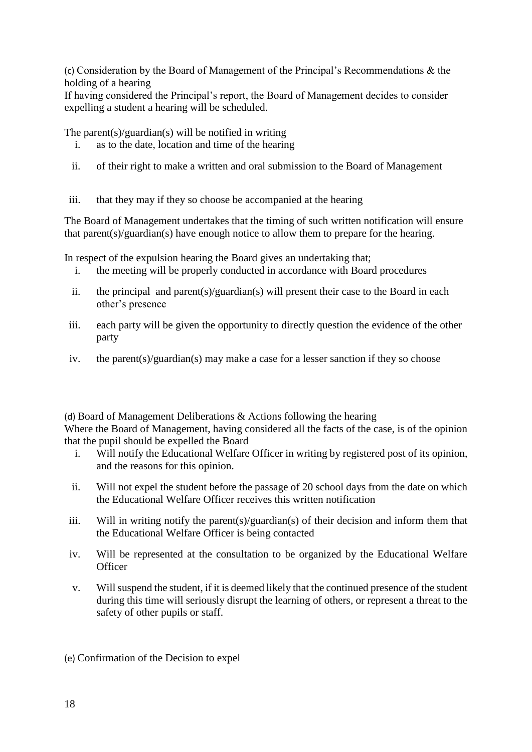(c) Consideration by the Board of Management of the Principal's Recommendations & the holding of a hearing

If having considered the Principal's report, the Board of Management decides to consider expelling a student a hearing will be scheduled.

The parent(s)/guardian(s) will be notified in writing

i. as to the date, location and time of the hearing
ii. of their right to make a written and oral submission to the Board of Management
iii. that they may if they so choose be accompanied at the hearing

The Board of Management undertakes that the timing of such written notification will ensure that parent(s)/guardian(s) have enough notice to allow them to prepare for the hearing.

In respect of the expulsion hearing the Board gives an undertaking that;

i. the meeting will be properly conducted in accordance with Board procedures
ii. the principal and parent(s)/guardian(s) will present their case to the Board in each other's presence
iii. each party will be given the opportunity to directly question the evidence of the other party
iv. the parent(s)/guardian(s) may make a case for a lesser sanction if they so choose

(d) Board of Management Deliberations & Actions following the hearing

Where the Board of Management, having considered all the facts of the case, is of the opinion that the pupil should be expelled the Board

i. Will notify the Educational Welfare Officer in writing by registered post of its opinion, and the reasons for this opinion.
ii. Will not expel the student before the passage of 20 school days from the date on which the Educational Welfare Officer receives this written notification
iii. Will in writing notify the parent(s)/guardian(s) of their decision and inform them that the Educational Welfare Officer is being contacted
iv. Will be represented at the consultation to be organized by the Educational Welfare Officer
v. Will suspend the student, if it is deemed likely that the continued presence of the student during this time will seriously disrupt the learning of others, or represent a threat to the safety of other pupils or staff.

(e) Confirmation of the Decision to expel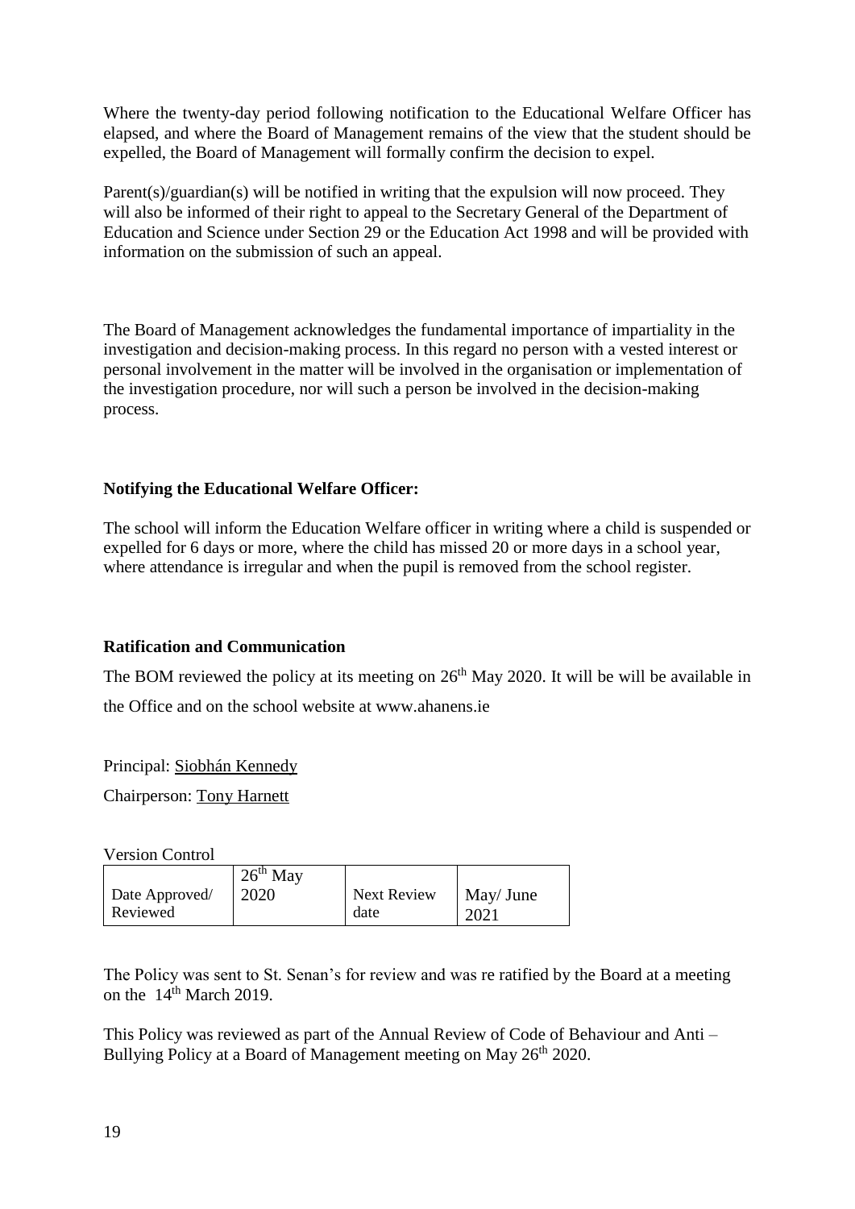Where the twenty-day period following notification to the Educational Welfare Officer has elapsed, and where the Board of Management remains of the view that the student should be expelled, the Board of Management will formally confirm the decision to expel.

Parent(s)/guardian(s) will be notified in writing that the expulsion will now proceed. They will also be informed of their right to appeal to the Secretary General of the Department of Education and Science under Section 29 or the Education Act 1998 and will be provided with information on the submission of such an appeal.

The Board of Management acknowledges the fundamental importance of impartiality in the investigation and decision-making process. In this regard no person with a vested interest or personal involvement in the matter will be involved in the organisation or implementation of the investigation procedure, nor will such a person be involved in the decision-making process.

**Notifying the Educational Welfare Officer:**

The school will inform the Education Welfare officer in writing where a child is suspended or expelled for 6 days or more, where the child has missed 20 or more days in a school year, where attendance is irregular and when the pupil is removed from the school register.

**Ratification and Communication**

The BOM reviewed the policy at its meeting on 26th May 2020. It will be will be available in the Office and on the school website at www.ahanens.ie

Principal: Siobhán Kennedy

Chairperson: Tony Harnett

Version Control

| | | | |
|---|---|---|---|
| Date Approved/ Reviewed | 26th May 2020 | Next Review date | May/ June 2021 |

The Policy was sent to St. Senan's for review and was re ratified by the Board at a meeting on the 14th March 2019.

This Policy was reviewed as part of the Annual Review of Code of Behaviour and Anti – Bullying Policy at a Board of Management meeting on May 26th 2020.